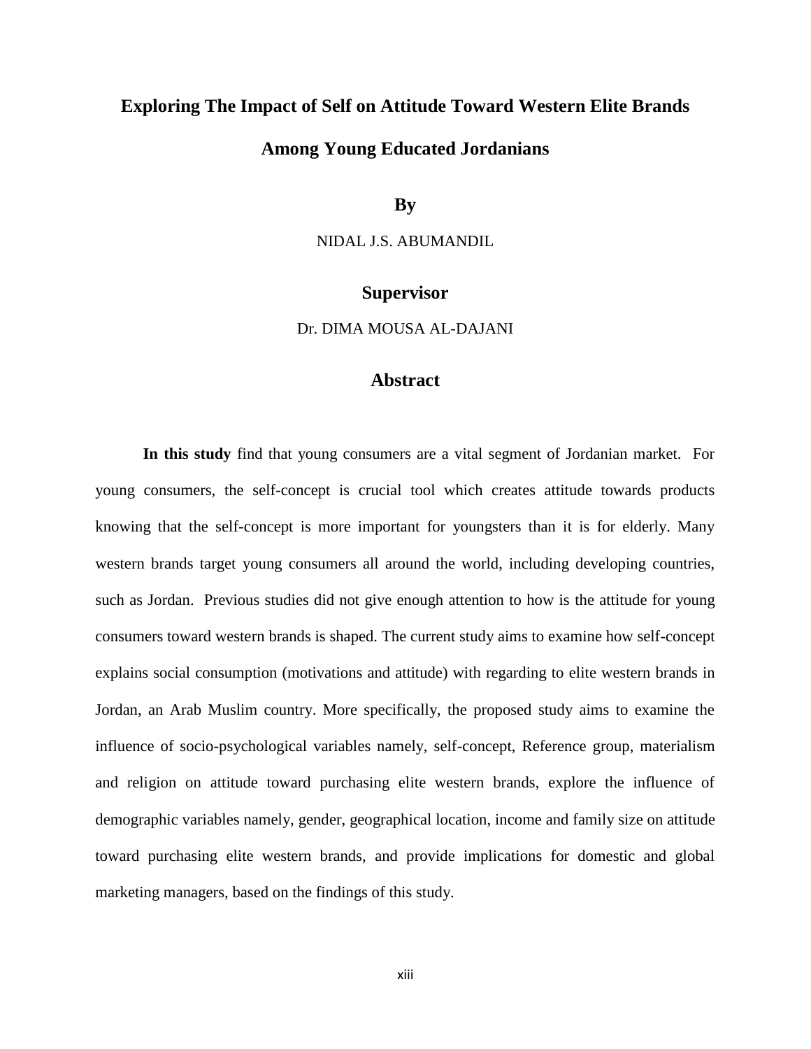# Exploring The Impact of Self on Attitude Toward Western Elite Brands Among Young Educated Jordanians

**By**

NIDAL J.S. ABUMANDIL

**Supervisor**

Dr. DIMA MOUSA AL-DAJANI

## Abstract

**In this study** find that young consumers are a vital segment of Jordanian market. For young consumers, the self-concept is crucial tool which creates attitude towards products knowing that the self-concept is more important for youngsters than it is for elderly. Many western brands target young consumers all around the world, including developing countries, such as Jordan. Previous studies did not give enough attention to how is the attitude for young consumers toward western brands is shaped. The current study aims to examine how self-concept explains social consumption (motivations and attitude) with regarding to elite western brands in Jordan, an Arab Muslim country. More specifically, the proposed study aims to examine the influence of socio-psychological variables namely, self-concept, Reference group, materialism and religion on attitude toward purchasing elite western brands, explore the influence of demographic variables namely, gender, geographical location, income and family size on attitude toward purchasing elite western brands, and provide implications for domestic and global marketing managers, based on the findings of this study.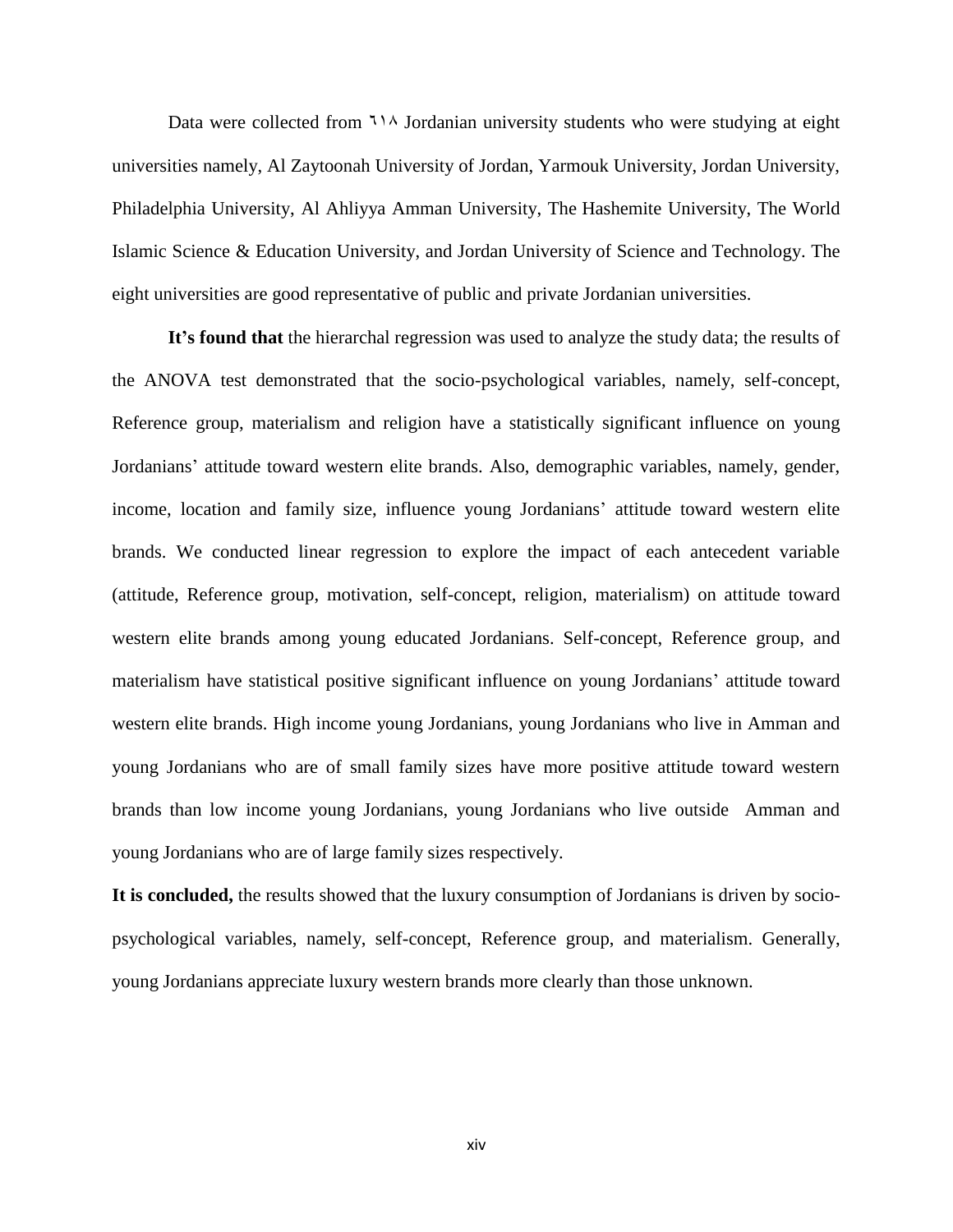Data were collected from ٦١٨ Jordanian university students who were studying at eight universities namely, Al Zaytoonah University of Jordan, Yarmouk University, Jordan University, Philadelphia University, Al Ahliyya Amman University, The Hashemite University, The World Islamic Science & Education University, and Jordan University of Science and Technology. The eight universities are good representative of public and private Jordanian universities.

**It's found that** the hierarchal regression was used to analyze the study data; the results of the ANOVA test demonstrated that the socio-psychological variables, namely, self-concept, Reference group, materialism and religion have a statistically significant influence on young Jordanians' attitude toward western elite brands. Also, demographic variables, namely, gender, income, location and family size, influence young Jordanians' attitude toward western elite brands. We conducted linear regression to explore the impact of each antecedent variable (attitude, Reference group, motivation, self-concept, religion, materialism) on attitude toward western elite brands among young educated Jordanians. Self-concept, Reference group, and materialism have statistical positive significant influence on young Jordanians' attitude toward western elite brands. High income young Jordanians, young Jordanians who live in Amman and young Jordanians who are of small family sizes have more positive attitude toward western brands than low income young Jordanians, young Jordanians who live outside Amman and young Jordanians who are of large family sizes respectively.

**It is concluded,** the results showed that the luxury consumption of Jordanians is driven by socio-psychological variables, namely, self-concept, Reference group, and materialism. Generally, young Jordanians appreciate luxury western brands more clearly than those unknown.